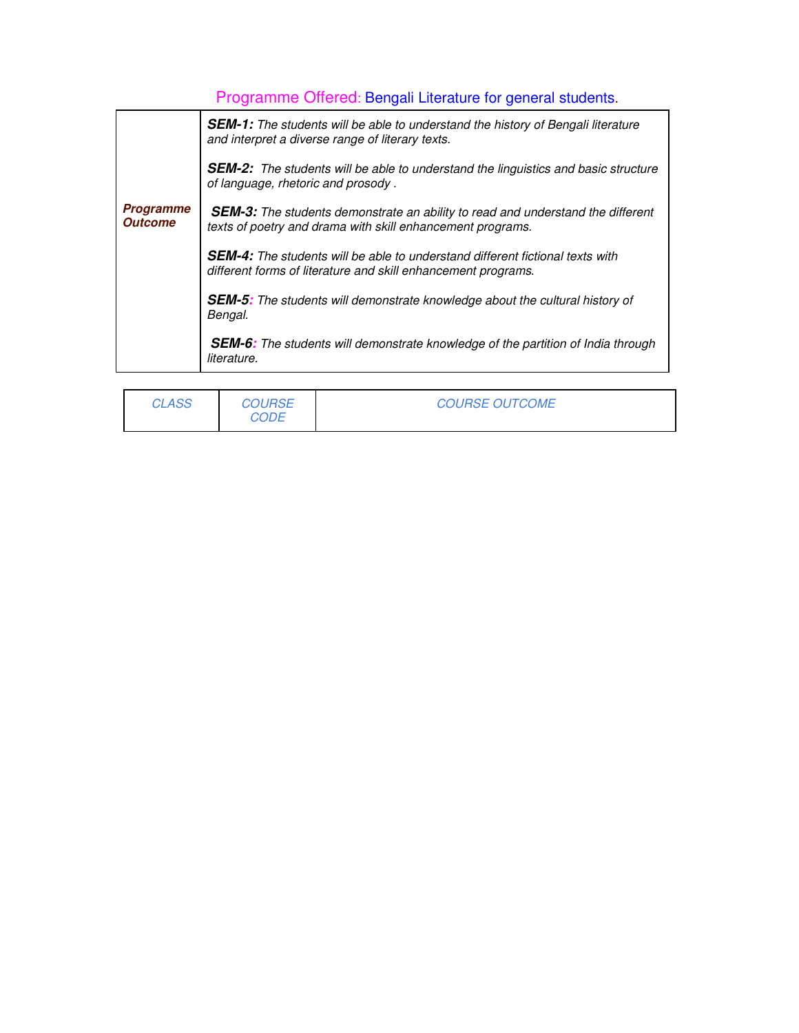## Programme Offered: Bengali Literature for general students.

| Programme Outcome | |
|---|---|
| | ***SEM-1:*** *The students will be able to understand the history of Bengali literature and interpret a diverse range of literary texts.* |
| | ***SEM-2:*** *The students will be able to understand the linguistics and basic structure of language, rhetoric and prosody .* |
| | ***SEM-3:*** *The students demonstrate an ability to read and understand the different texts of poetry and drama with skill enhancement programs.* |
| | ***SEM-4:*** *The students will be able to understand different fictional texts with different forms of literature and skill enhancement programs.* |
| | ***SEM-5:*** *The students will demonstrate knowledge about the cultural history of Bengal.* |
| | ***SEM-6:*** *The students will demonstrate knowledge of the partition of India through literature.* |

| *CLASS* | *COURSE CODE* | *COURSE OUTCOME* |
|---|---|---|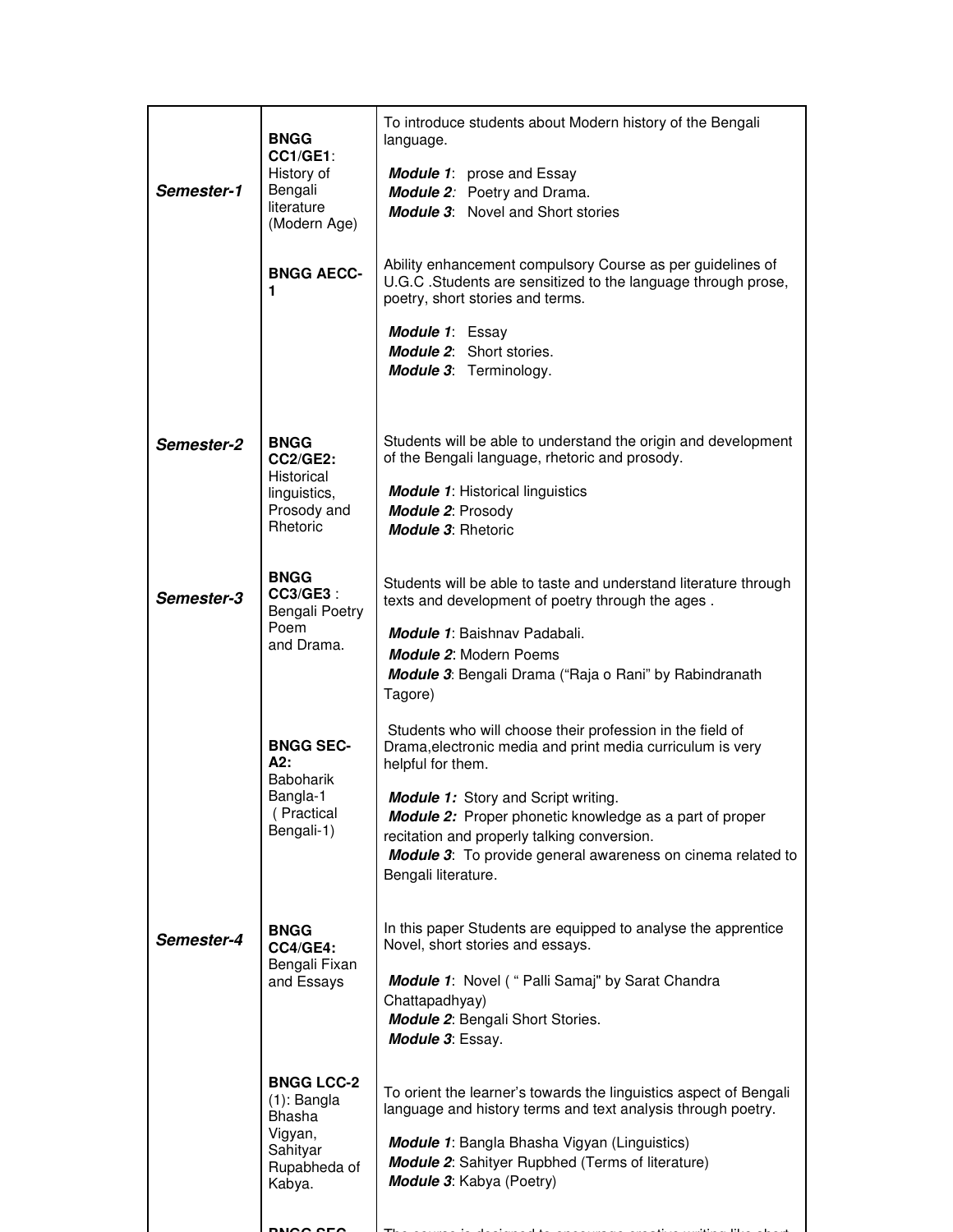| | | |
|---|---|---|
| ***Semester-1*** | **BNGG CC1/GE1**: History of Bengali literature (Modern Age) | To introduce students about Modern history of the Bengali language.<br>***Module 1***: prose and Essay<br>***Module 2***: Poetry and Drama.<br>***Module 3***: Novel and Short stories |
| | **BNGG AECC-1** | Ability enhancement compulsory Course as per guidelines of U.G.C .Students are sensitized to the language through prose, poetry, short stories and terms.<br>***Module 1***: Essay<br>***Module 2***: Short stories.<br>***Module 3***: Terminology. |
| ***Semester-2*** | **BNGG CC2/GE2:** Historical linguistics, Prosody and Rhetoric | Students will be able to understand the origin and development of the Bengali language, rhetoric and prosody.<br>***Module 1***: Historical linguistics<br>***Module 2***: Prosody<br>***Module 3***: Rhetoric |
| ***Semester-3*** | **BNGG CC3/GE3** : Bengali Poetry Poem and Drama. | Students will be able to taste and understand literature through texts and development of poetry through the ages .<br>***Module 1***: Baishnav Padabali.<br>***Module 2***: Modern Poems<br>***Module 3***: Bengali Drama ("Raja o Rani" by Rabindranath Tagore) |
| | **BNGG SEC-A2:** Baboharik Bangla-1 ( Practical Bengali-1) | Students who will choose their profession in the field of Drama,electronic media and print media curriculum is very helpful for them.<br>***Module 1:*** Story and Script writing.<br>***Module 2:*** Proper phonetic knowledge as a part of proper recitation and properly talking conversion.<br>***Module 3***: To provide general awareness on cinema related to Bengali literature. |
| ***Semester-4*** | **BNGG CC4/GE4:** Bengali Fixan and Essays | In this paper Students are equipped to analyse the apprentice Novel, short stories and essays.<br>***Module 1***: Novel ( " Palli Samaj" by Sarat Chandra Chattapadhyay)<br>***Module 2***: Bengali Short Stories.<br>***Module 3***: Essay. |
| | **BNGG LCC-2** (1): Bangla Bhasha Vigyan, Sahityar Rupabheda of Kabya. | To orient the learner's towards the linguistics aspect of Bengali language and history terms and text analysis through poetry.<br>***Module 1***: Bangla Bhasha Vigyan (Linguistics)<br>***Module 2***: Sahityer Rupbhed (Terms of literature)<br>***Module 3***: Kabya (Poetry) |